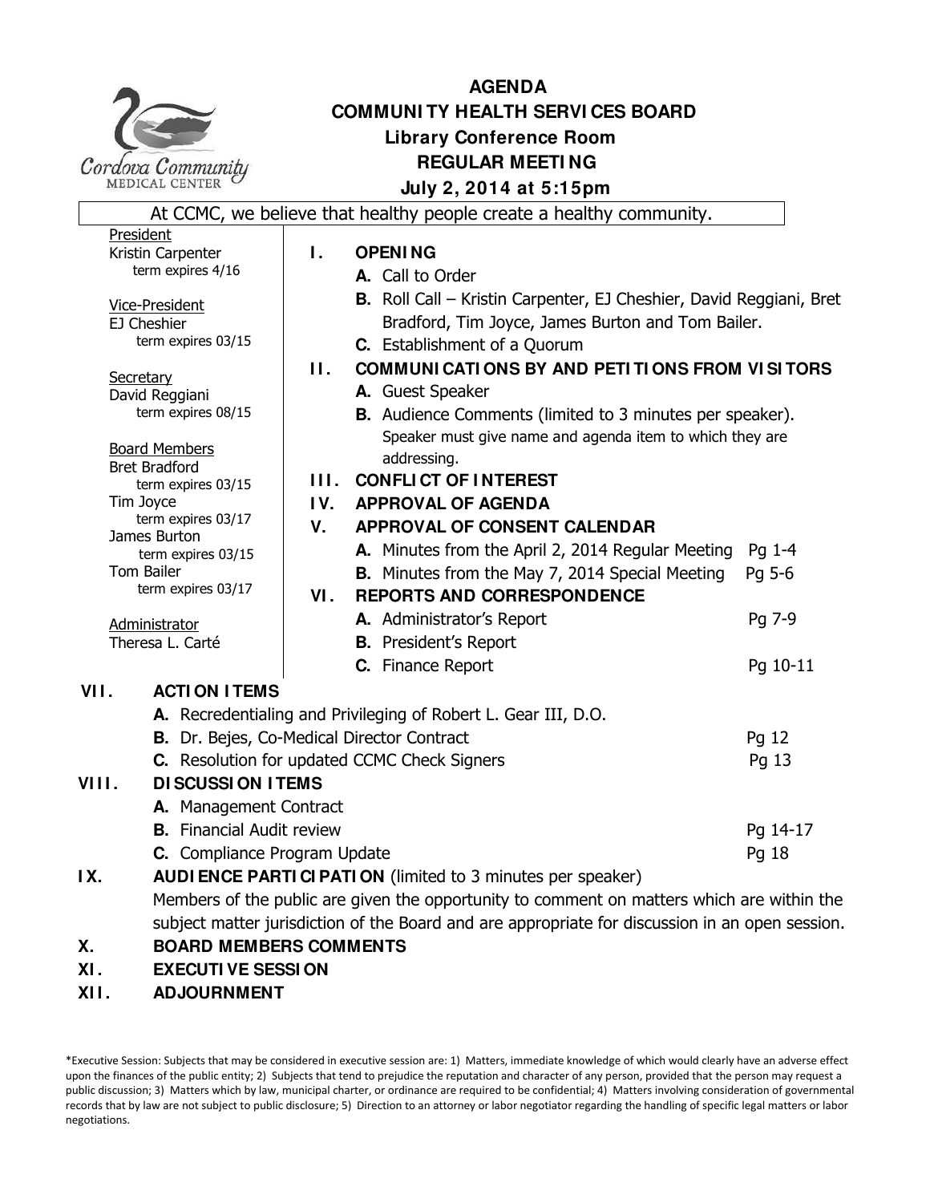# AGENDA
## COMMUNITY HEALTH SERVICES BOARD
### Library Conference Room
### REGULAR MEETING
### July 2, 2014 at 5:15pm

At CCMC, we believe that healthy people create a healthy community.

President
Kristin Carpenter
term expires 4/16

Vice-President
EJ Cheshier
term expires 03/15

Secretary
David Reggiani
term expires 08/15

Board Members
Bret Bradford
term expires 03/15
Tim Joyce
term expires 03/17
James Burton
term expires 03/15
Tom Bailer
term expires 03/17

Administrator
Theresa L. Carté

**I. OPENING**
- **A.** Call to Order
- **B.** Roll Call – Kristin Carpenter, EJ Cheshier, David Reggiani, Bret Bradford, Tim Joyce, James Burton and Tom Bailer.
- **C.** Establishment of a Quorum

**II. COMMUNICATIONS BY AND PETITIONS FROM VISITORS**
- **A.** Guest Speaker
- **B.** Audience Comments (limited to 3 minutes per speaker). Speaker must give name and agenda item to which they are addressing.

**III. CONFLICT OF INTEREST**

**IV. APPROVAL OF AGENDA**

**V. APPROVAL OF CONSENT CALENDAR**
- **A.** Minutes from the April 2, 2014 Regular Meeting — Pg 1-4
- **B.** Minutes from the May 7, 2014 Special Meeting — Pg 5-6

**VI. REPORTS AND CORRESPONDENCE**
- **A.** Administrator's Report — Pg 7-9
- **B.** President's Report
- **C.** Finance Report — Pg 10-11

**VII. ACTION ITEMS**
- **A.** Recredentialing and Privileging of Robert L. Gear III, D.O.
- **B.** Dr. Bejes, Co-Medical Director Contract — Pg 12
- **C.** Resolution for updated CCMC Check Signers — Pg 13

**VIII. DISCUSSION ITEMS**
- **A.** Management Contract
- **B.** Financial Audit review — Pg 14-17
- **C.** Compliance Program Update — Pg 18

**IX. AUDIENCE PARTICIPATION** (limited to 3 minutes per speaker)
Members of the public are given the opportunity to comment on matters which are within the subject matter jurisdiction of the Board and are appropriate for discussion in an open session.

**X. BOARD MEMBERS COMMENTS**

**XI. EXECUTIVE SESSION**

**XII. ADJOURNMENT**

*Executive Session: Subjects that may be considered in executive session are: 1) Matters, immediate knowledge of which would clearly have an adverse effect upon the finances of the public entity; 2) Subjects that tend to prejudice the reputation and character of any person, provided that the person may request a public discussion; 3) Matters which by law, municipal charter, or ordinance are required to be confidential; 4) Matters involving consideration of governmental records that by law are not subject to public disclosure; 5) Direction to an attorney or labor negotiator regarding the handling of specific legal matters or labor negotiations.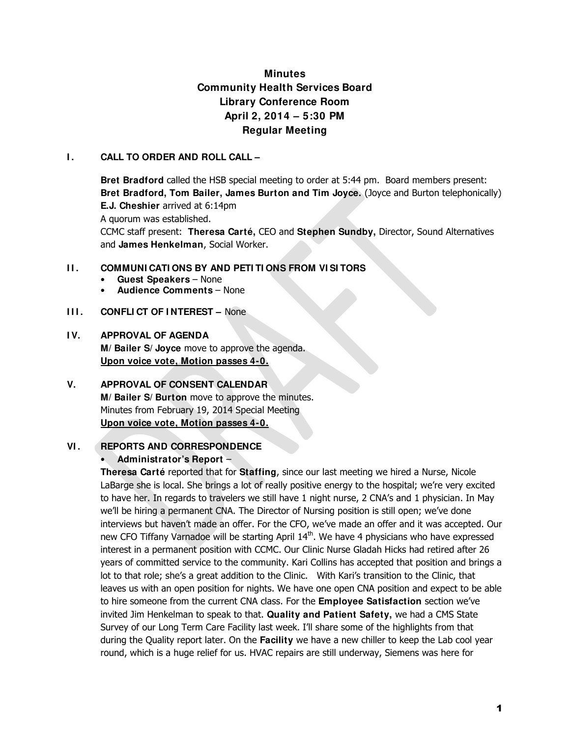# Minutes
# Community Health Services Board
# Library Conference Room
# April 2, 2014 – 5:30 PM
# Regular Meeting

## I. CALL TO ORDER AND ROLL CALL –

**Bret Bradford** called the HSB special meeting to order at 5:44 pm. Board members present: **Bret Bradford, Tom Bailer, James Burton and Tim Joyce.** (Joyce and Burton telephonically)
**E.J. Cheshier** arrived at 6:14pm
A quorum was established.
CCMC staff present: **Theresa Carté,** CEO and **Stephen Sundby,** Director, Sound Alternatives and **James Henkelman,** Social Worker.

## II. COMMUNICATIONS BY AND PETITIONS FROM VISITORS

- **Guest Speakers** – None
- **Audience Comments** – None

## III. CONFLICT OF INTEREST – None

## IV. APPROVAL OF AGENDA

**M/ Bailer S/ Joyce** move to approve the agenda.
**Upon voice vote, Motion passes 4-0.**

## V. APPROVAL OF CONSENT CALENDAR

**M/ Bailer S/ Burton** move to approve the minutes.
Minutes from February 19, 2014 Special Meeting
**Upon voice vote, Motion passes 4-0.**

## VI. REPORTS AND CORRESPONDENCE

- **Administrator's Report** –

**Theresa Carté** reported that for **Staffing**, since our last meeting we hired a Nurse, Nicole LaBarge she is local. She brings a lot of really positive energy to the hospital; we're very excited to have her. In regards to travelers we still have 1 night nurse, 2 CNA's and 1 physician. In May we'll be hiring a permanent CNA. The Director of Nursing position is still open; we've done interviews but haven't made an offer. For the CFO, we've made an offer and it was accepted. Our new CFO Tiffany Varnadoe will be starting April 14th. We have 4 physicians who have expressed interest in a permanent position with CCMC. Our Clinic Nurse Gladah Hicks had retired after 26 years of committed service to the community. Kari Collins has accepted that position and brings a lot to that role; she's a great addition to the Clinic. With Kari's transition to the Clinic, that leaves us with an open position for nights. We have one open CNA position and expect to be able to hire someone from the current CNA class. For the **Employee Satisfaction** section we've invited Jim Henkelman to speak to that. **Quality and Patient Safety,** we had a CMS State Survey of our Long Term Care Facility last week. I'll share some of the highlights from that during the Quality report later. On the **Facility** we have a new chiller to keep the Lab cool year round, which is a huge relief for us. HVAC repairs are still underway, Siemens was here for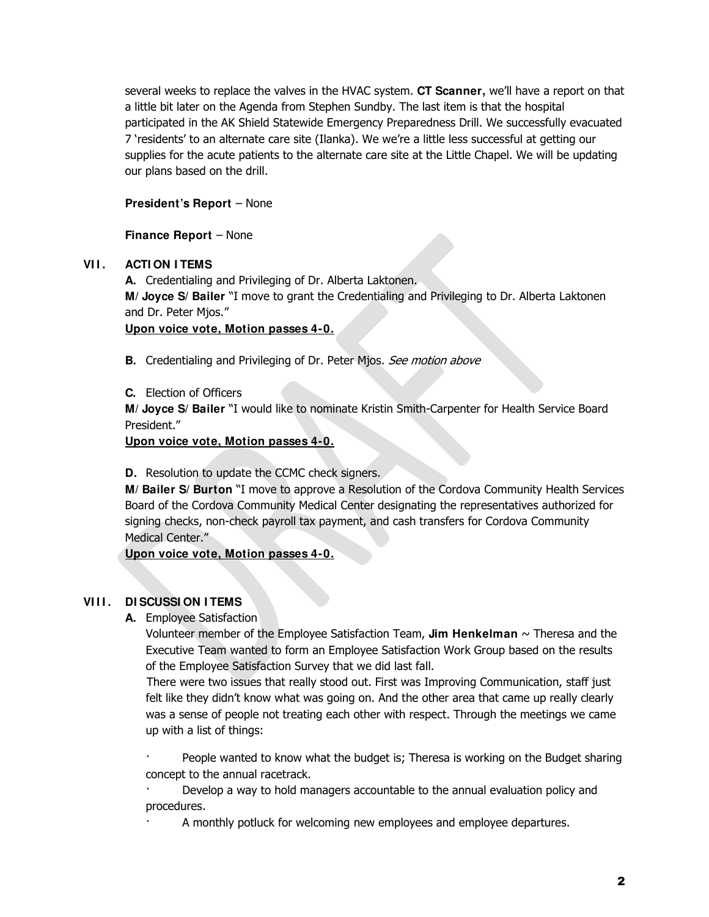several weeks to replace the valves in the HVAC system. **CT Scanner,** we'll have a report on that a little bit later on the Agenda from Stephen Sundby. The last item is that the hospital participated in the AK Shield Statewide Emergency Preparedness Drill. We successfully evacuated 7 'residents' to an alternate care site (Ilanka). We're a little less successful at getting our supplies for the acute patients to the alternate care site at the Little Chapel. We will be updating our plans based on the drill.

**President's Report** – None

**Finance Report** – None

## VII. ACTION ITEMS

**A.** Credentialing and Privileging of Dr. Alberta Laktonen.
**M/ Joyce S/ Bailer** "I move to grant the Credentialing and Privileging to Dr. Alberta Laktonen and Dr. Peter Mjos."
**<u>Upon voice vote, Motion passes 4-0.</u>**

**B.** Credentialing and Privileging of Dr. Peter Mjos. *See motion above*

**C.** Election of Officers
**M/ Joyce S/ Bailer** "I would like to nominate Kristin Smith-Carpenter for Health Service Board President."
**<u>Upon voice vote, Motion passes 4-0.</u>**

**D.** Resolution to update the CCMC check signers.
**M/ Bailer S/ Burton** "I move to approve a Resolution of the Cordova Community Health Services Board of the Cordova Community Medical Center designating the representatives authorized for signing checks, non-check payroll tax payment, and cash transfers for Cordova Community Medical Center."
**<u>Upon voice vote, Motion passes 4-0.</u>**

## VIII. DISCUSSION ITEMS

**A.** Employee Satisfaction
Volunteer member of the Employee Satisfaction Team, **Jim Henkelman** ~ Theresa and the Executive Team wanted to form an Employee Satisfaction Work Group based on the results of the Employee Satisfaction Survey that we did last fall.
There were two issues that really stood out. First was Improving Communication, staff just felt like they didn't know what was going on. And the other area that came up really clearly was a sense of people not treating each other with respect. Through the meetings we came up with a list of things:

- People wanted to know what the budget is; Theresa is working on the Budget sharing concept to the annual racetrack.
- Develop a way to hold managers accountable to the annual evaluation policy and procedures.
- A monthly potluck for welcoming new employees and employee departures.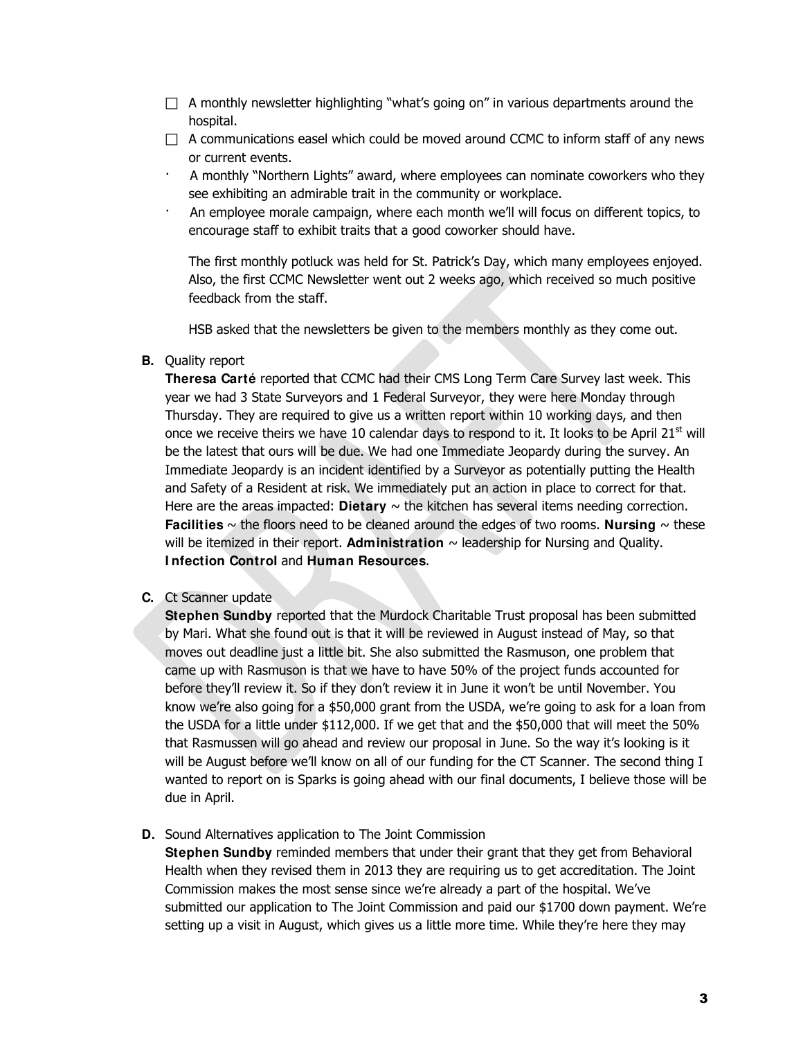- ☐ A monthly newsletter highlighting "what's going on" in various departments around the hospital.
- ☐ A communications easel which could be moved around CCMC to inform staff of any news or current events.
- · A monthly "Northern Lights" award, where employees can nominate coworkers who they see exhibiting an admirable trait in the community or workplace.
- · An employee morale campaign, where each month we'll will focus on different topics, to encourage staff to exhibit traits that a good coworker should have.

The first monthly potluck was held for St. Patrick's Day, which many employees enjoyed. Also, the first CCMC Newsletter went out 2 weeks ago, which received so much positive feedback from the staff.

HSB asked that the newsletters be given to the members monthly as they come out.

**B.** Quality report

**Theresa Carté** reported that CCMC had their CMS Long Term Care Survey last week. This year we had 3 State Surveyors and 1 Federal Surveyor, they were here Monday through Thursday. They are required to give us a written report within 10 working days, and then once we receive theirs we have 10 calendar days to respond to it. It looks to be April 21st will be the latest that ours will be due. We had one Immediate Jeopardy during the survey. An Immediate Jeopardy is an incident identified by a Surveyor as potentially putting the Health and Safety of a Resident at risk. We immediately put an action in place to correct for that. Here are the areas impacted: **Dietary** ~ the kitchen has several items needing correction. **Facilities** ~ the floors need to be cleaned around the edges of two rooms. **Nursing** ~ these will be itemized in their report. **Administration** ~ leadership for Nursing and Quality. **Infection Control** and **Human Resources**.

**C.** Ct Scanner update

**Stephen Sundby** reported that the Murdock Charitable Trust proposal has been submitted by Mari. What she found out is that it will be reviewed in August instead of May, so that moves out deadline just a little bit. She also submitted the Rasmuson, one problem that came up with Rasmuson is that we have to have 50% of the project funds accounted for before they'll review it. So if they don't review it in June it won't be until November. You know we're also going for a $50,000 grant from the USDA, we're going to ask for a loan from the USDA for a little under $112,000. If we get that and the $50,000 that will meet the 50% that Rasmussen will go ahead and review our proposal in June. So the way it's looking is it will be August before we'll know on all of our funding for the CT Scanner. The second thing I wanted to report on is Sparks is going ahead with our final documents, I believe those will be due in April.

**D.** Sound Alternatives application to The Joint Commission

**Stephen Sundby** reminded members that under their grant that they get from Behavioral Health when they revised them in 2013 they are requiring us to get accreditation. The Joint Commission makes the most sense since we're already a part of the hospital. We've submitted our application to The Joint Commission and paid our $1700 down payment. We're setting up a visit in August, which gives us a little more time. While they're here they may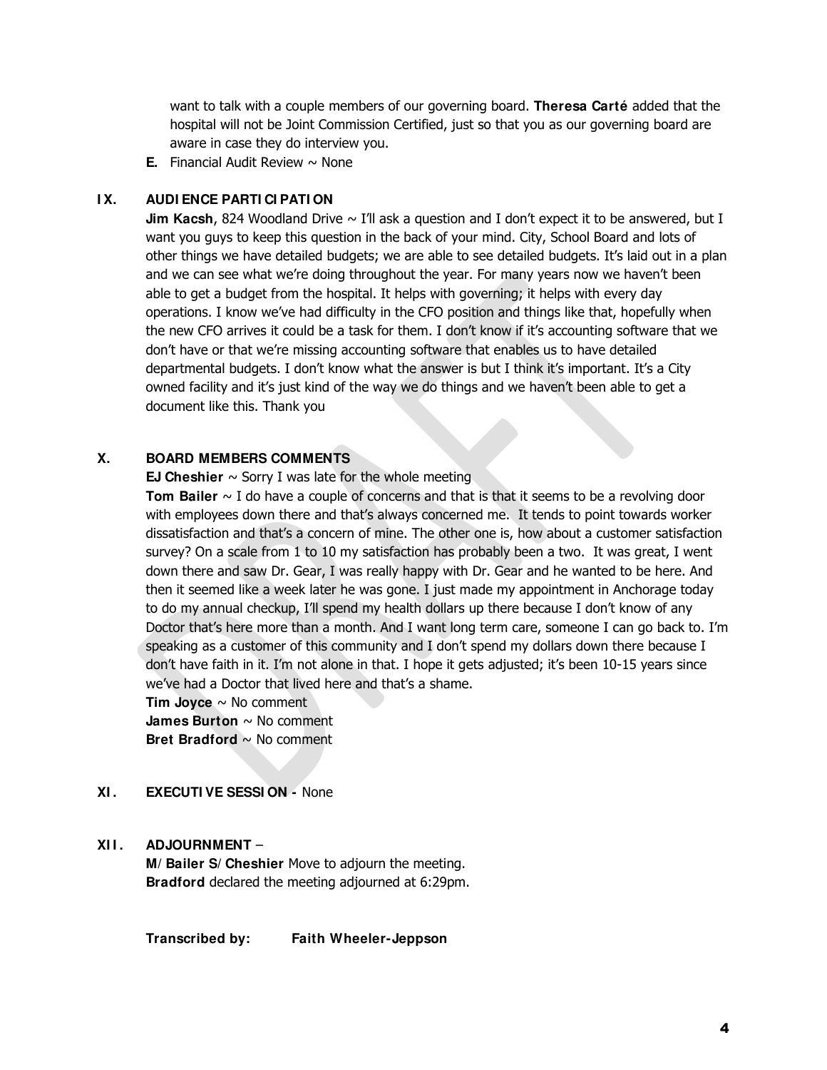want to talk with a couple members of our governing board. **Theresa Carté** added that the hospital will not be Joint Commission Certified, just so that you as our governing board are aware in case they do interview you.

**E.** Financial Audit Review ~ None

## IX. AUDIENCE PARTICIPATION

**Jim Kacsh**, 824 Woodland Drive ~ I'll ask a question and I don't expect it to be answered, but I want you guys to keep this question in the back of your mind. City, School Board and lots of other things we have detailed budgets; we are able to see detailed budgets. It's laid out in a plan and we can see what we're doing throughout the year. For many years now we haven't been able to get a budget from the hospital. It helps with governing; it helps with every day operations. I know we've had difficulty in the CFO position and things like that, hopefully when the new CFO arrives it could be a task for them. I don't know if it's accounting software that we don't have or that we're missing accounting software that enables us to have detailed departmental budgets. I don't know what the answer is but I think it's important. It's a City owned facility and it's just kind of the way we do things and we haven't been able to get a document like this. Thank you

## X. BOARD MEMBERS COMMENTS

**EJ Cheshier** ~ Sorry I was late for the whole meeting

**Tom Bailer** ~ I do have a couple of concerns and that is that it seems to be a revolving door with employees down there and that's always concerned me. It tends to point towards worker dissatisfaction and that's a concern of mine. The other one is, how about a customer satisfaction survey? On a scale from 1 to 10 my satisfaction has probably been a two. It was great, I went down there and saw Dr. Gear, I was really happy with Dr. Gear and he wanted to be here. And then it seemed like a week later he was gone. I just made my appointment in Anchorage today to do my annual checkup, I'll spend my health dollars up there because I don't know of any Doctor that's here more than a month. And I want long term care, someone I can go back to. I'm speaking as a customer of this community and I don't spend my dollars down there because I don't have faith in it. I'm not alone in that. I hope it gets adjusted; it's been 10-15 years since we've had a Doctor that lived here and that's a shame.

**Tim Joyce** ~ No comment

**James Burton** ~ No comment

**Bret Bradford** ~ No comment

## XI. EXECUTIVE SESSION - None

## XII. ADJOURNMENT –

**M/ Bailer S/ Cheshier** Move to adjourn the meeting.

**Bradford** declared the meeting adjourned at 6:29pm.

**Transcribed by: Faith Wheeler-Jeppson**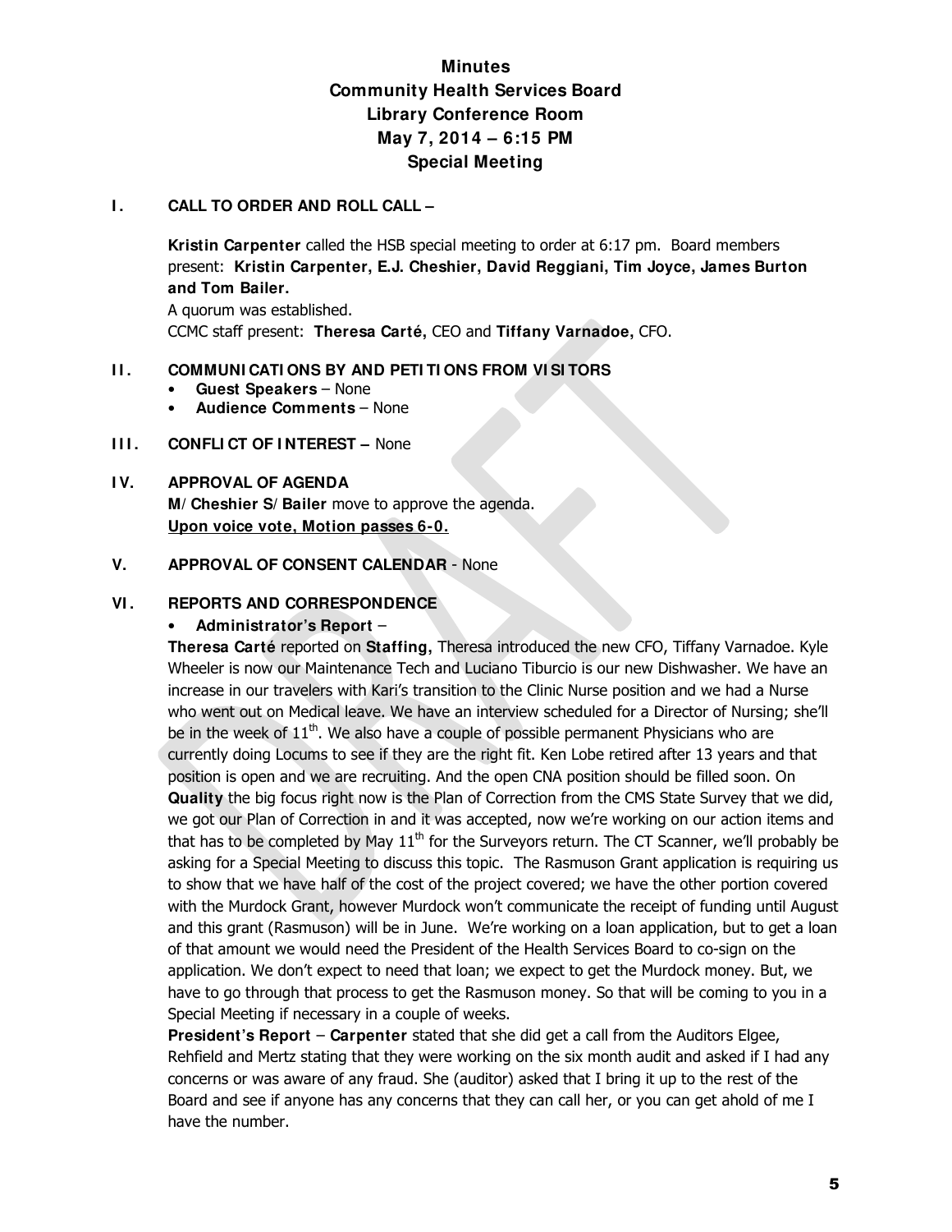# Minutes
## Community Health Services Board
## Library Conference Room
## May 7, 2014 – 6:15 PM
## Special Meeting

**I. CALL TO ORDER AND ROLL CALL –**

**Kristin Carpenter** called the HSB special meeting to order at 6:17 pm. Board members present: **Kristin Carpenter, E.J. Cheshier, David Reggiani, Tim Joyce, James Burton and Tom Bailer.**

A quorum was established.

CCMC staff present: **Theresa Carté,** CEO and **Tiffany Varnadoe,** CFO.

**II. COMMUNICATIONS BY AND PETITIONS FROM VISITORS**

- **Guest Speakers** – None
- **Audience Comments** – None

**III. CONFLICT OF INTEREST –** None

**IV. APPROVAL OF AGENDA**

**M/ Cheshier S/ Bailer** move to approve the agenda.

**Upon voice vote, Motion passes 6-0.**

**V. APPROVAL OF CONSENT CALENDAR** - None

**VI. REPORTS AND CORRESPONDENCE**

- **Administrator's Report** –

**Theresa Carté** reported on **Staffing,** Theresa introduced the new CFO, Tiffany Varnadoe. Kyle Wheeler is now our Maintenance Tech and Luciano Tiburcio is our new Dishwasher. We have an increase in our travelers with Kari's transition to the Clinic Nurse position and we had a Nurse who went out on Medical leave. We have an interview scheduled for a Director of Nursing; she'll be in the week of 11th. We also have a couple of possible permanent Physicians who are currently doing Locums to see if they are the right fit. Ken Lobe retired after 13 years and that position is open and we are recruiting. And the open CNA position should be filled soon. On **Quality** the big focus right now is the Plan of Correction from the CMS State Survey that we did, we got our Plan of Correction in and it was accepted, now we're working on our action items and that has to be completed by May 11th for the Surveyors return. The CT Scanner, we'll probably be asking for a Special Meeting to discuss this topic. The Rasmuson Grant application is requiring us to show that we have half of the cost of the project covered; we have the other portion covered with the Murdock Grant, however Murdock won't communicate the receipt of funding until August and this grant (Rasmuson) will be in June. We're working on a loan application, but to get a loan of that amount we would need the President of the Health Services Board to co-sign on the application. We don't expect to need that loan; we expect to get the Murdock money. But, we have to go through that process to get the Rasmuson money. So that will be coming to you in a Special Meeting if necessary in a couple of weeks.

**President's Report** – **Carpenter** stated that she did get a call from the Auditors Elgee, Rehfield and Mertz stating that they were working on the six month audit and asked if I had any concerns or was aware of any fraud. She (auditor) asked that I bring it up to the rest of the Board and see if anyone has any concerns that they can call her, or you can get ahold of me I have the number.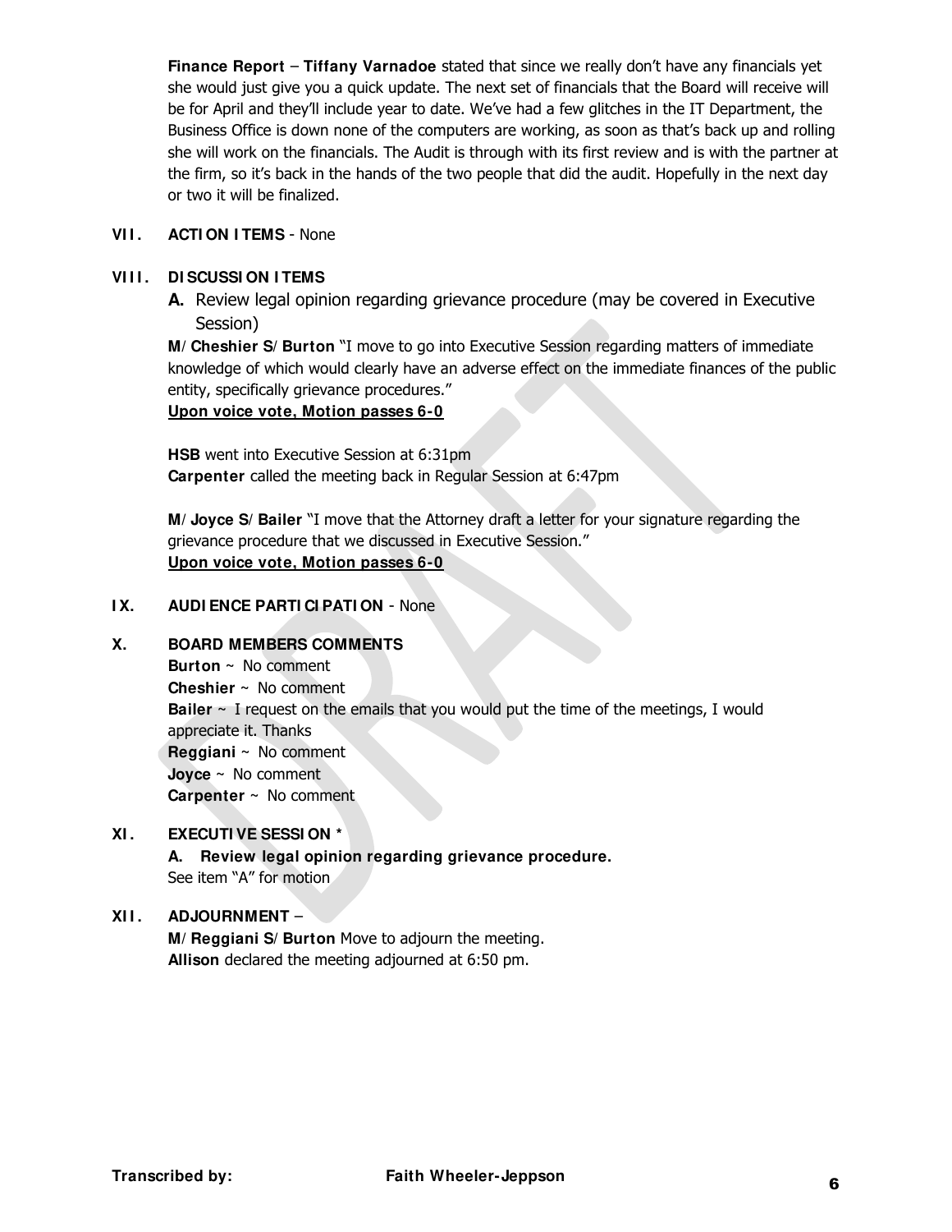**Finance Report** – **Tiffany Varnadoe** stated that since we really don't have any financials yet she would just give you a quick update. The next set of financials that the Board will receive will be for April and they'll include year to date. We've had a few glitches in the IT Department, the Business Office is down none of the computers are working, as soon as that's back up and rolling she will work on the financials. The Audit is through with its first review and is with the partner at the firm, so it's back in the hands of the two people that did the audit. Hopefully in the next day or two it will be finalized.

## VII. ACTION ITEMS - None

## VIII. DISCUSSION ITEMS

**A.** Review legal opinion regarding grievance procedure (may be covered in Executive Session)

**M/ Cheshier S/ Burton** "I move to go into Executive Session regarding matters of immediate knowledge of which would clearly have an adverse effect on the immediate finances of the public entity, specifically grievance procedures."
**Upon voice vote, Motion passes 6-0**

**HSB** went into Executive Session at 6:31pm
**Carpenter** called the meeting back in Regular Session at 6:47pm

**M/ Joyce S/ Bailer** "I move that the Attorney draft a letter for your signature regarding the grievance procedure that we discussed in Executive Session."
**Upon voice vote, Motion passes 6-0**

## IX. AUDIENCE PARTICIPATION - None

## X. BOARD MEMBERS COMMENTS

**Burton** ~ No comment
**Cheshier** ~ No comment
**Bailer** ~ I request on the emails that you would put the time of the meetings, I would appreciate it. Thanks
**Reggiani** ~ No comment
**Joyce** ~ No comment
**Carpenter** ~ No comment

## XI. EXECUTIVE SESSION *

**A. Review legal opinion regarding grievance procedure.**
See item "A" for motion

## XII. ADJOURNMENT –

**M/ Reggiani S/ Burton** Move to adjourn the meeting.
**Allison** declared the meeting adjourned at 6:50 pm.

**Transcribed by:** **Faith Wheeler-Jeppson**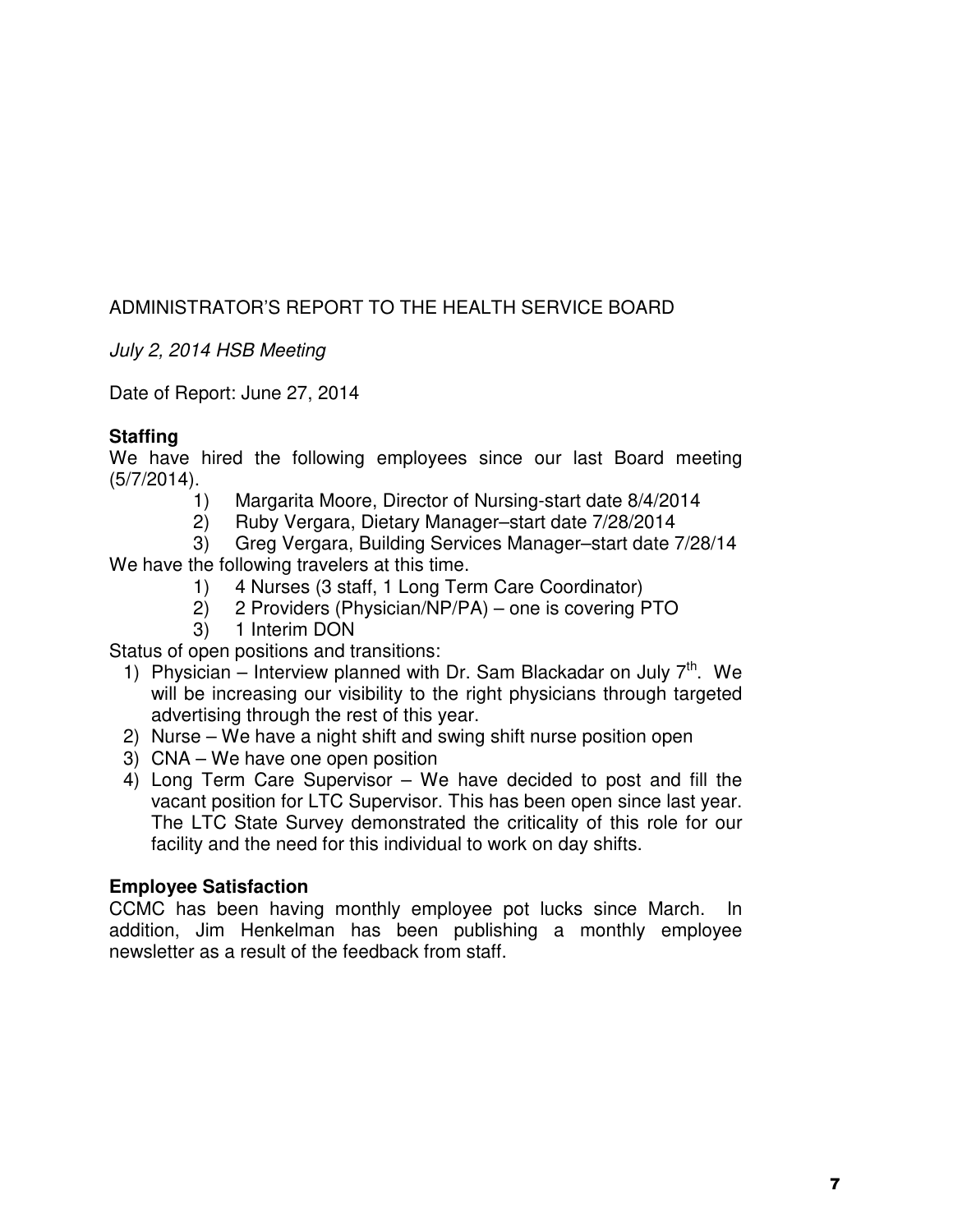ADMINISTRATOR'S REPORT TO THE HEALTH SERVICE BOARD

*July 2, 2014 HSB Meeting*

Date of Report: June 27, 2014

**Staffing**

We have hired the following employees since our last Board meeting (5/7/2014).

1) Margarita Moore, Director of Nursing-start date 8/4/2014
2) Ruby Vergara, Dietary Manager–start date 7/28/2014
3) Greg Vergara, Building Services Manager–start date 7/28/14

We have the following travelers at this time.

1) 4 Nurses (3 staff, 1 Long Term Care Coordinator)
2) 2 Providers (Physician/NP/PA) – one is covering PTO
3) 1 Interim DON

Status of open positions and transitions:

1) Physician – Interview planned with Dr. Sam Blackadar on July 7th. We will be increasing our visibility to the right physicians through targeted advertising through the rest of this year.
2) Nurse – We have a night shift and swing shift nurse position open
3) CNA – We have one open position
4) Long Term Care Supervisor – We have decided to post and fill the vacant position for LTC Supervisor. This has been open since last year. The LTC State Survey demonstrated the criticality of this role for our facility and the need for this individual to work on day shifts.

**Employee Satisfaction**

CCMC has been having monthly employee pot lucks since March. In addition, Jim Henkelman has been publishing a monthly employee newsletter as a result of the feedback from staff.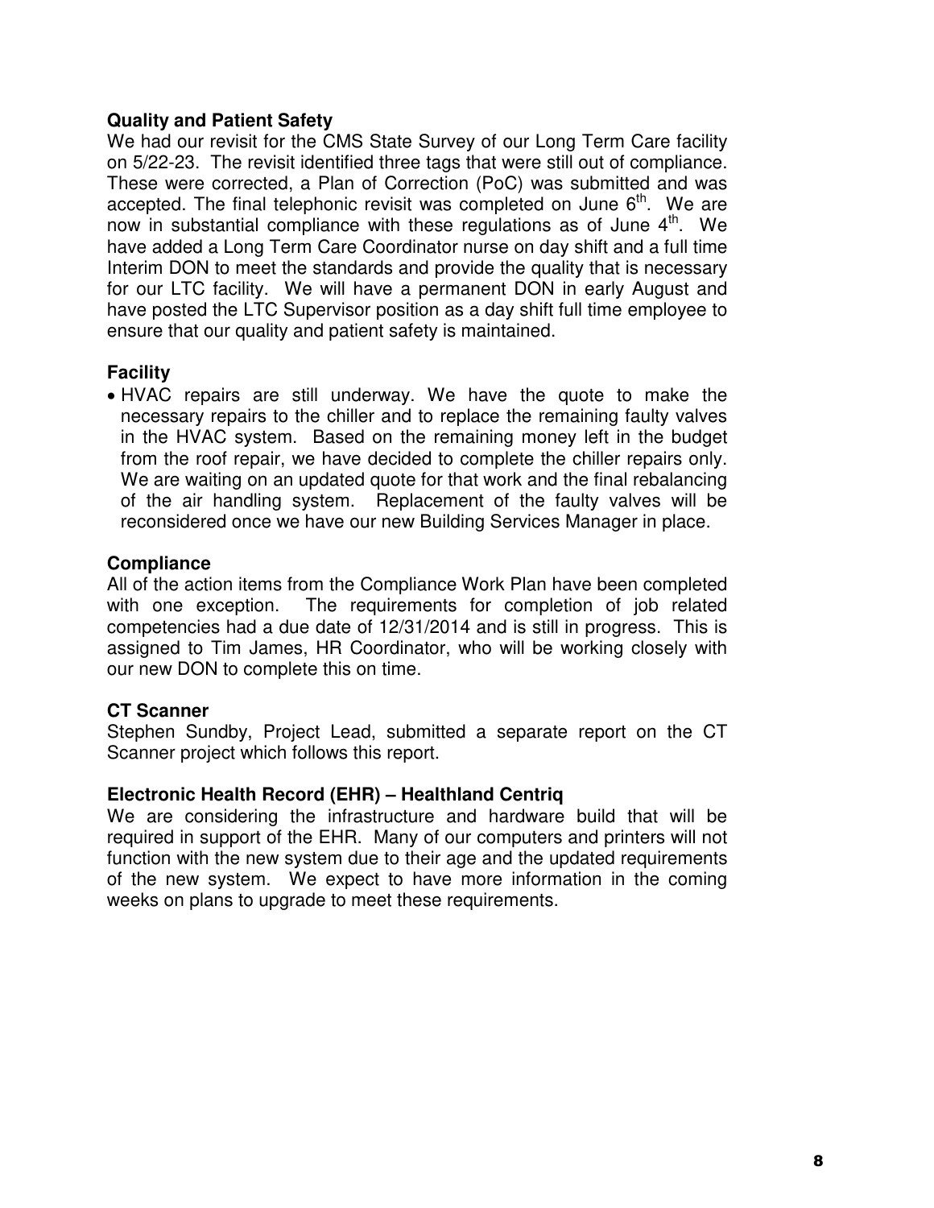**Quality and Patient Safety**

We had our revisit for the CMS State Survey of our Long Term Care facility on 5/22-23. The revisit identified three tags that were still out of compliance. These were corrected, a Plan of Correction (PoC) was submitted and was accepted. The final telephonic revisit was completed on June 6th. We are now in substantial compliance with these regulations as of June 4th. We have added a Long Term Care Coordinator nurse on day shift and a full time Interim DON to meet the standards and provide the quality that is necessary for our LTC facility. We will have a permanent DON in early August and have posted the LTC Supervisor position as a day shift full time employee to ensure that our quality and patient safety is maintained.

**Facility**

- HVAC repairs are still underway. We have the quote to make the necessary repairs to the chiller and to replace the remaining faulty valves in the HVAC system. Based on the remaining money left in the budget from the roof repair, we have decided to complete the chiller repairs only. We are waiting on an updated quote for that work and the final rebalancing of the air handling system. Replacement of the faulty valves will be reconsidered once we have our new Building Services Manager in place.

**Compliance**

All of the action items from the Compliance Work Plan have been completed with one exception. The requirements for completion of job related competencies had a due date of 12/31/2014 and is still in progress. This is assigned to Tim James, HR Coordinator, who will be working closely with our new DON to complete this on time.

**CT Scanner**

Stephen Sundby, Project Lead, submitted a separate report on the CT Scanner project which follows this report.

**Electronic Health Record (EHR) – Healthland Centriq**

We are considering the infrastructure and hardware build that will be required in support of the EHR. Many of our computers and printers will not function with the new system due to their age and the updated requirements of the new system. We expect to have more information in the coming weeks on plans to upgrade to meet these requirements.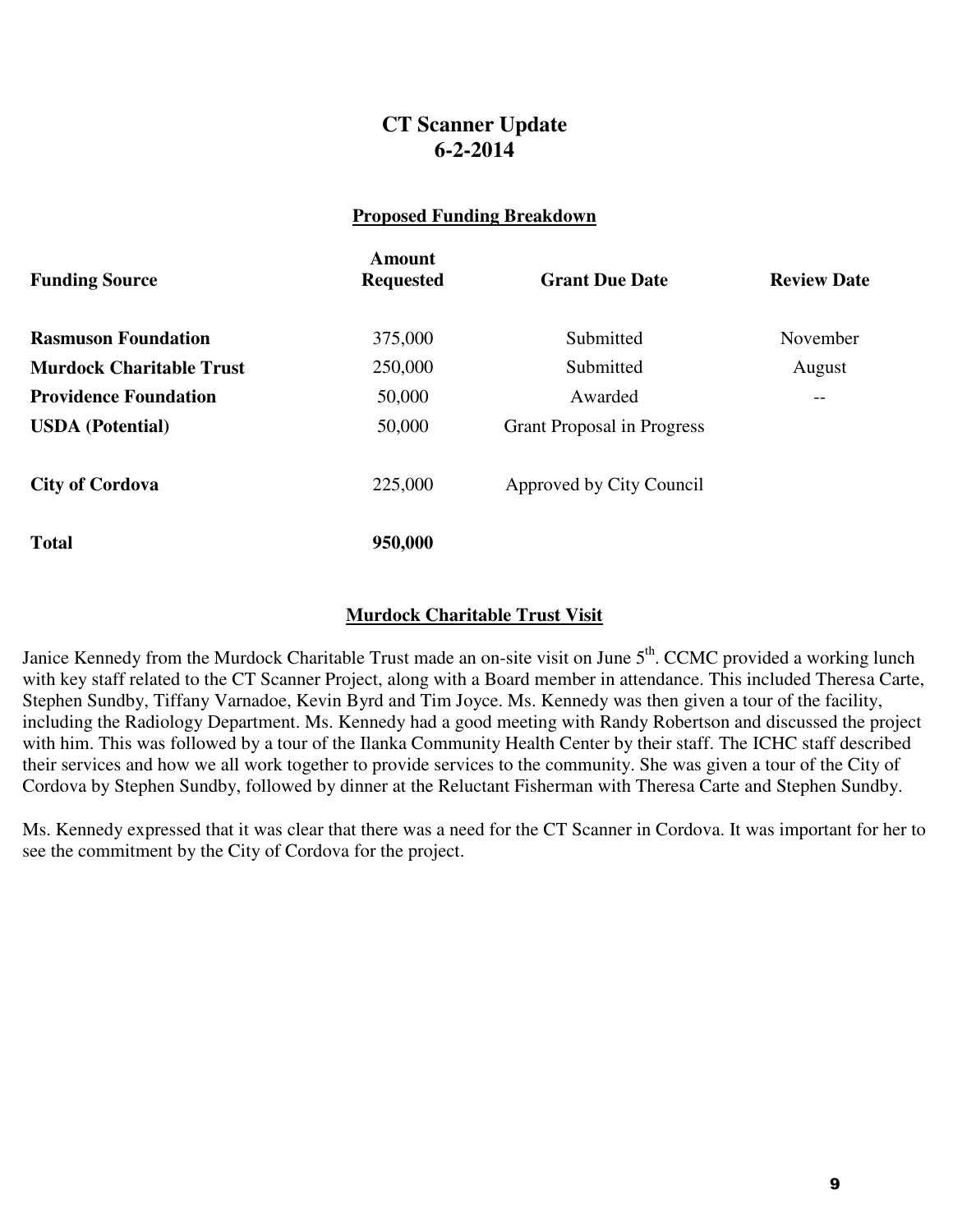# CT Scanner Update
# 6-2-2014

## Proposed Funding Breakdown

| Funding Source | Amount Requested | Grant Due Date | Review Date |
|---|---|---|---|
| **Rasmuson Foundation** | 375,000 | Submitted | November |
| **Murdock Charitable Trust** | 250,000 | Submitted | August |
| **Providence Foundation** | 50,000 | Awarded | -- |
| **USDA (Potential)** | 50,000 | Grant Proposal in Progress | |
| **City of Cordova** | 225,000 | Approved by City Council | |
| **Total** | **950,000** | | |

## Murdock Charitable Trust Visit

Janice Kennedy from the Murdock Charitable Trust made an on-site visit on June 5th. CCMC provided a working lunch with key staff related to the CT Scanner Project, along with a Board member in attendance. This included Theresa Carte, Stephen Sundby, Tiffany Varnadoe, Kevin Byrd and Tim Joyce. Ms. Kennedy was then given a tour of the facility, including the Radiology Department. Ms. Kennedy had a good meeting with Randy Robertson and discussed the project with him. This was followed by a tour of the Ilanka Community Health Center by their staff. The ICHC staff described their services and how we all work together to provide services to the community. She was given a tour of the City of Cordova by Stephen Sundby, followed by dinner at the Reluctant Fisherman with Theresa Carte and Stephen Sundby.

Ms. Kennedy expressed that it was clear that there was a need for the CT Scanner in Cordova. It was important for her to see the commitment by the City of Cordova for the project.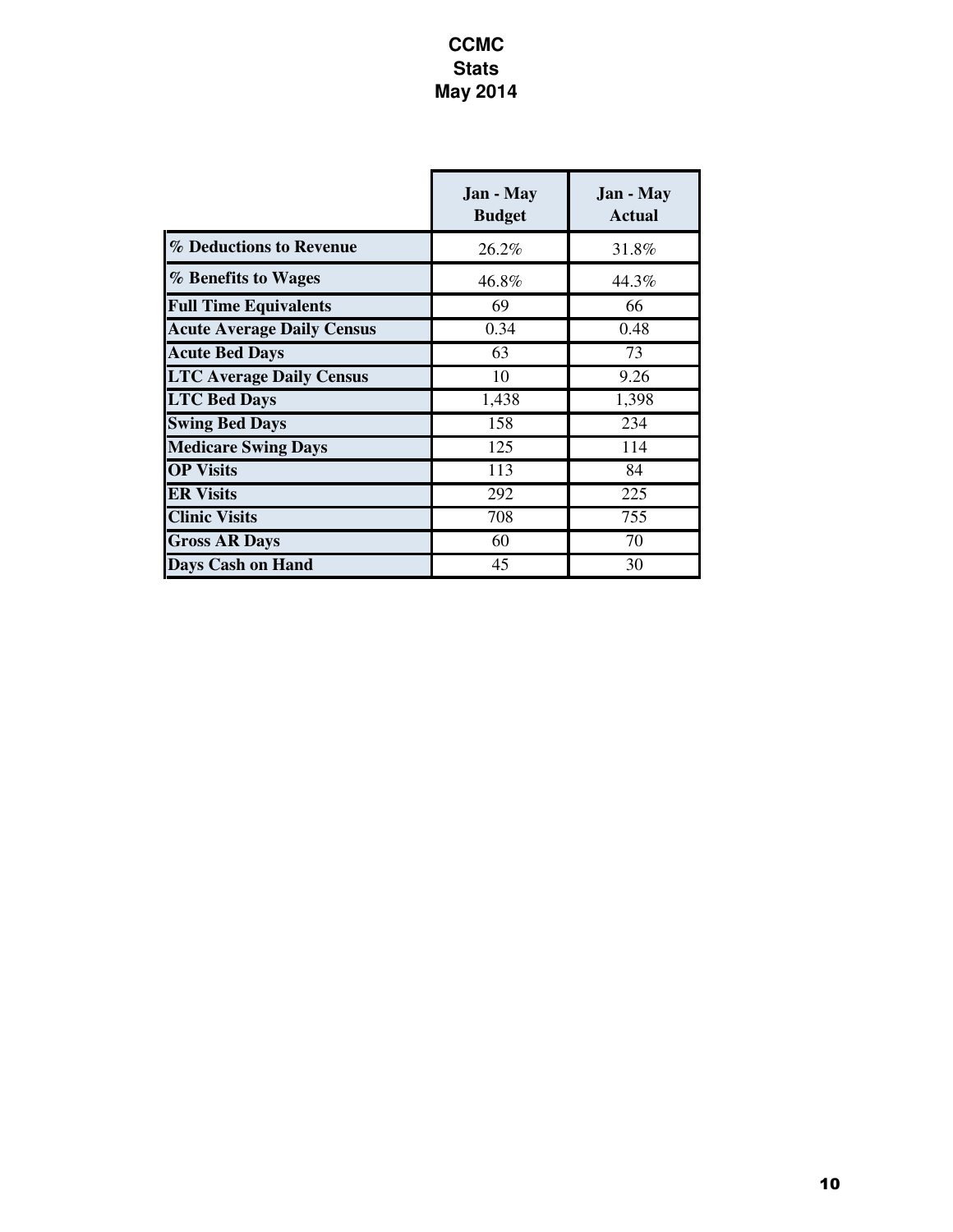# CCMC
## Stats
## May 2014

| | Jan - May Budget | Jan - May Actual |
|---|---|---|
| **% Deductions to Revenue** | 26.2% | 31.8% |
| **% Benefits to Wages** | 46.8% | 44.3% |
| **Full Time Equivalents** | 69 | 66 |
| **Acute Average Daily Census** | 0.34 | 0.48 |
| **Acute Bed Days** | 63 | 73 |
| **LTC Average Daily Census** | 10 | 9.26 |
| **LTC Bed Days** | 1,438 | 1,398 |
| **Swing Bed Days** | 158 | 234 |
| **Medicare Swing Days** | 125 | 114 |
| **OP Visits** | 113 | 84 |
| **ER Visits** | 292 | 225 |
| **Clinic Visits** | 708 | 755 |
| **Gross AR Days** | 60 | 70 |
| **Days Cash on Hand** | 45 | 30 |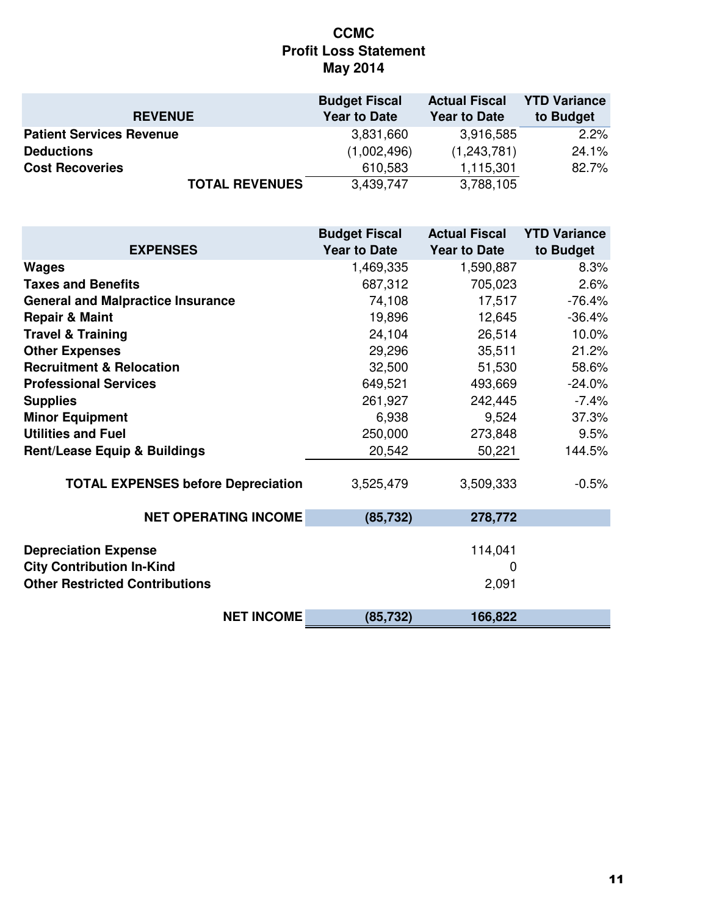# CCMC
## Profit Loss Statement
## May 2014

| REVENUE | Budget Fiscal Year to Date | Actual Fiscal Year to Date | YTD Variance to Budget |
|---|---|---|---|
| **Patient Services Revenue** | 3,831,660 | 3,916,585 | 2.2% |
| **Deductions** | (1,002,496) | (1,243,781) | 24.1% |
| **Cost Recoveries** | 610,583 | 1,115,301 | 82.7% |
| **TOTAL REVENUES** | 3,439,747 | 3,788,105 | |

| EXPENSES | Budget Fiscal Year to Date | Actual Fiscal Year to Date | YTD Variance to Budget |
|---|---|---|---|
| **Wages** | 1,469,335 | 1,590,887 | 8.3% |
| **Taxes and Benefits** | 687,312 | 705,023 | 2.6% |
| **General and Malpractice Insurance** | 74,108 | 17,517 | -76.4% |
| **Repair & Maint** | 19,896 | 12,645 | -36.4% |
| **Travel & Training** | 24,104 | 26,514 | 10.0% |
| **Other Expenses** | 29,296 | 35,511 | 21.2% |
| **Recruitment & Relocation** | 32,500 | 51,530 | 58.6% |
| **Professional Services** | 649,521 | 493,669 | -24.0% |
| **Supplies** | 261,927 | 242,445 | -7.4% |
| **Minor Equipment** | 6,938 | 9,524 | 37.3% |
| **Utilities and Fuel** | 250,000 | 273,848 | 9.5% |
| **Rent/Lease Equip & Buildings** | 20,542 | 50,221 | 144.5% |
| **TOTAL EXPENSES before Depreciation** | 3,525,479 | 3,509,333 | -0.5% |
| **NET OPERATING INCOME** | **(85,732)** | **278,772** | |
| **Depreciation Expense** | | 114,041 | |
| **City Contribution In-Kind** | | 0 | |
| **Other Restricted Contributions** | | 2,091 | |
| **NET INCOME** | **(85,732)** | **166,822** | |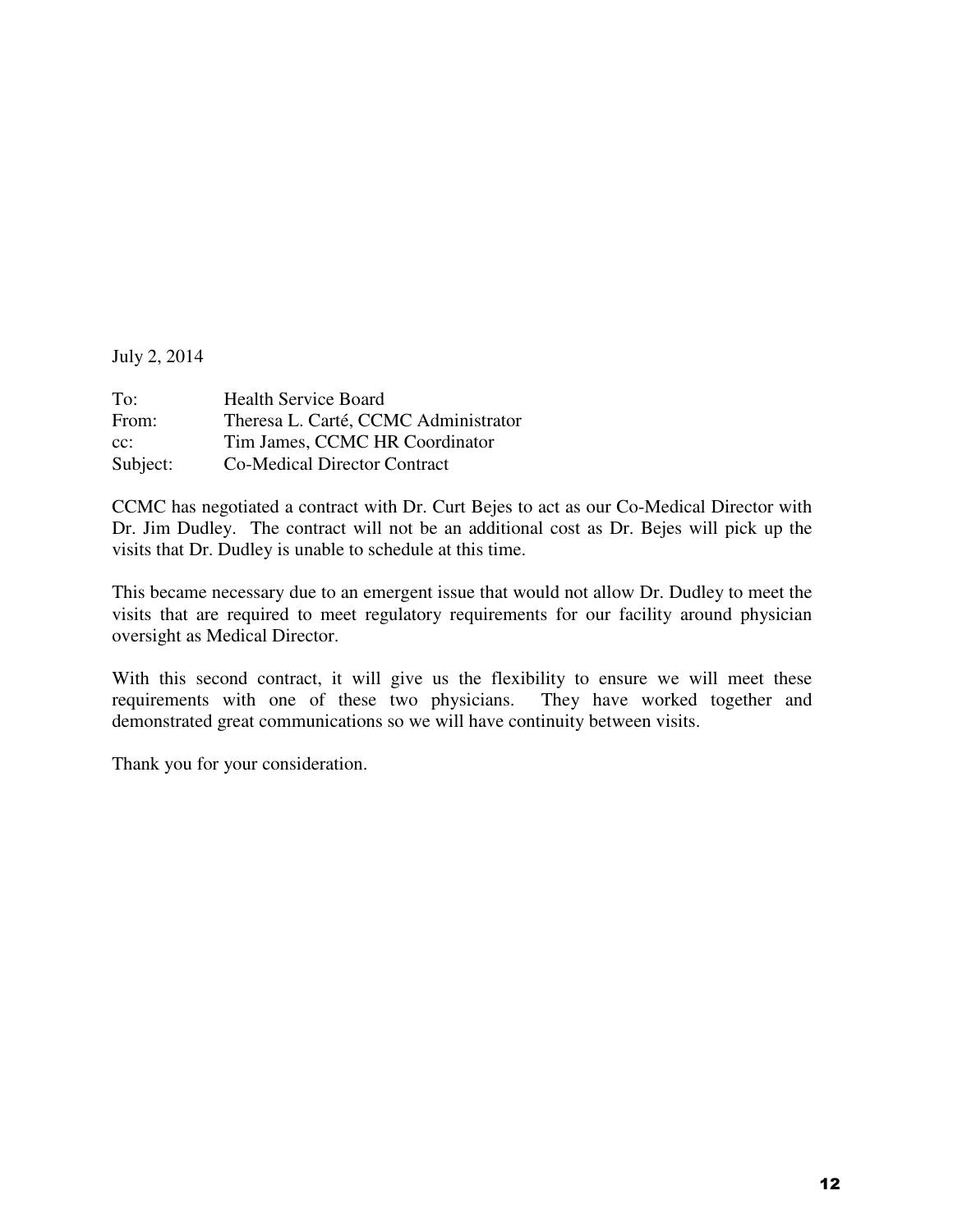July 2, 2014

| | |
|---|---|
| To: | Health Service Board |
| From: | Theresa L. Carté, CCMC Administrator |
| cc: | Tim James, CCMC HR Coordinator |
| Subject: | Co-Medical Director Contract |

CCMC has negotiated a contract with Dr. Curt Bejes to act as our Co-Medical Director with Dr. Jim Dudley. The contract will not be an additional cost as Dr. Bejes will pick up the visits that Dr. Dudley is unable to schedule at this time.

This became necessary due to an emergent issue that would not allow Dr. Dudley to meet the visits that are required to meet regulatory requirements for our facility around physician oversight as Medical Director.

With this second contract, it will give us the flexibility to ensure we will meet these requirements with one of these two physicians. They have worked together and demonstrated great communications so we will have continuity between visits.

Thank you for your consideration.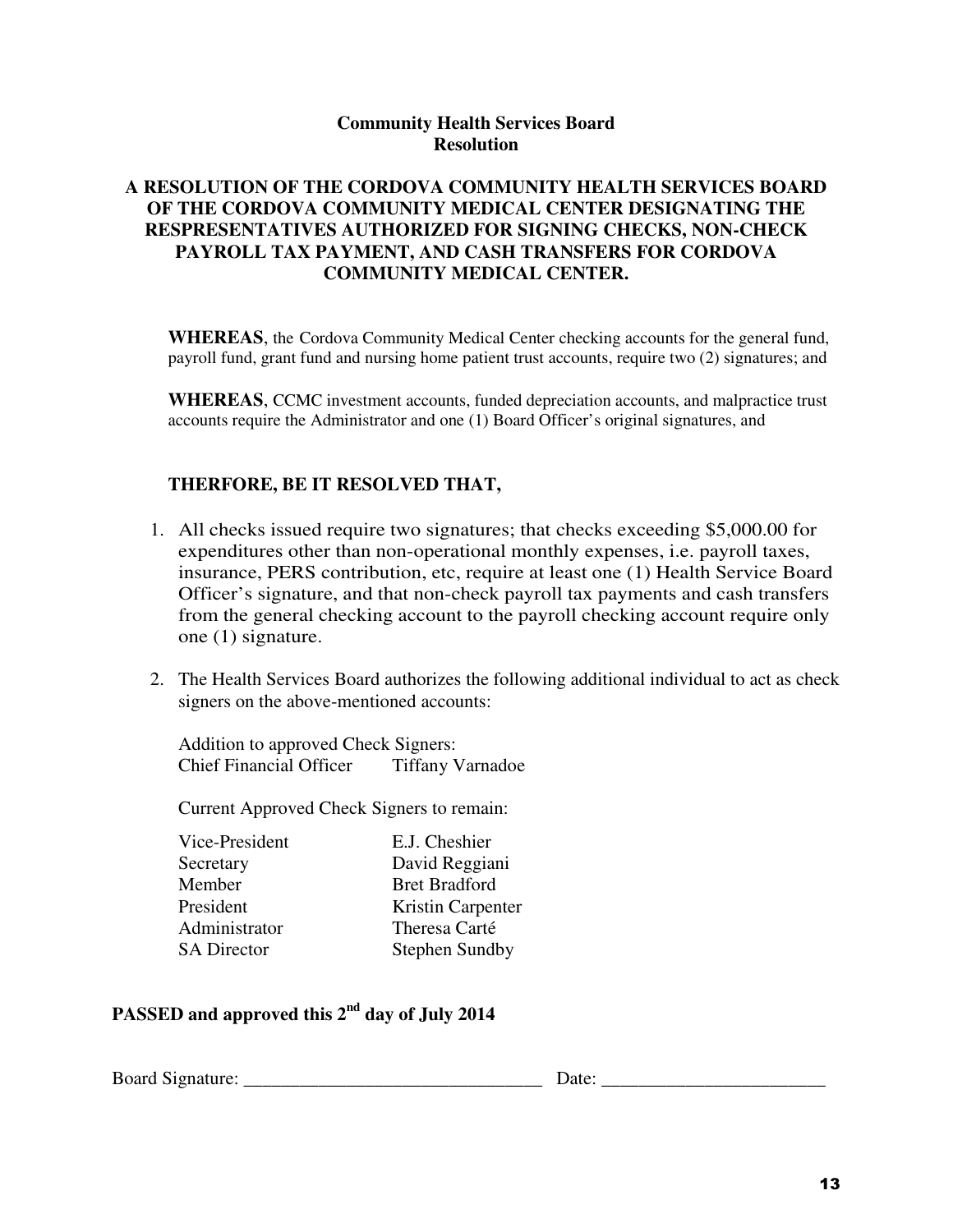**Community Health Services Board**
**Resolution**

**A RESOLUTION OF THE CORDOVA COMMUNITY HEALTH SERVICES BOARD OF THE CORDOVA COMMUNITY MEDICAL CENTER DESIGNATING THE RESPRESENTATIVES AUTHORIZED FOR SIGNING CHECKS, NON-CHECK PAYROLL TAX PAYMENT, AND CASH TRANSFERS FOR CORDOVA COMMUNITY MEDICAL CENTER.**

**WHEREAS**, the Cordova Community Medical Center checking accounts for the general fund, payroll fund, grant fund and nursing home patient trust accounts, require two (2) signatures; and

**WHEREAS**, CCMC investment accounts, funded depreciation accounts, and malpractice trust accounts require the Administrator and one (1) Board Officer's original signatures, and

**THERFORE, BE IT RESOLVED THAT,**

1. All checks issued require two signatures; that checks exceeding $5,000.00 for expenditures other than non-operational monthly expenses, i.e. payroll taxes, insurance, PERS contribution, etc, require at least one (1) Health Service Board Officer's signature, and that non-check payroll tax payments and cash transfers from the general checking account to the payroll checking account require only one (1) signature.

2. The Health Services Board authorizes the following additional individual to act as check signers on the above-mentioned accounts:

   Addition to approved Check Signers:
   Chief Financial Officer    Tiffany Varnadoe

   Current Approved Check Signers to remain:

   | | |
   |---|---|
   | Vice-President | E.J. Cheshier |
   | Secretary | David Reggiani |
   | Member | Bret Bradford |
   | President | Kristin Carpenter |
   | Administrator | Theresa Carté |
   | SA Director | Stephen Sundby |

**PASSED and approved this 2nd day of July 2014**

Board Signature: ________________________________ Date: ________________________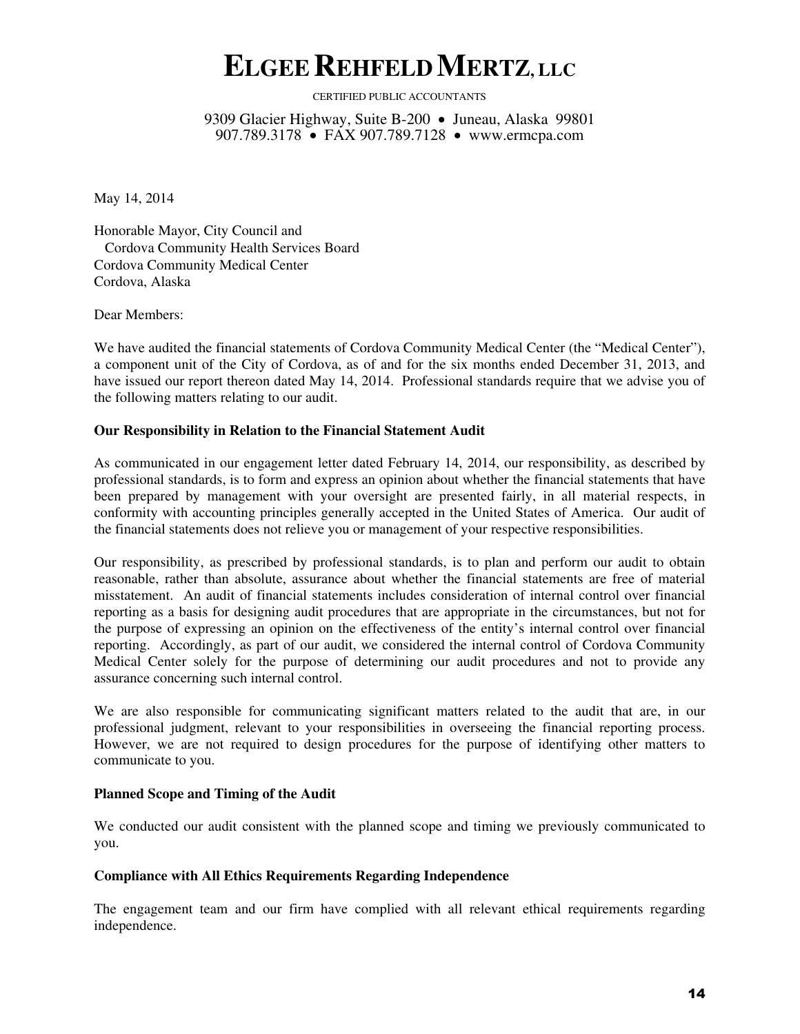# ELGEE REHFELD MERTZ, LLC

CERTIFIED PUBLIC ACCOUNTANTS

9309 Glacier Highway, Suite B-200 • Juneau, Alaska 99801
907.789.3178 • FAX 907.789.7128 • www.ermcpa.com

May 14, 2014

Honorable Mayor, City Council and
Cordova Community Health Services Board
Cordova Community Medical Center
Cordova, Alaska

Dear Members:

We have audited the financial statements of Cordova Community Medical Center (the "Medical Center"), a component unit of the City of Cordova, as of and for the six months ended December 31, 2013, and have issued our report thereon dated May 14, 2014. Professional standards require that we advise you of the following matters relating to our audit.

**Our Responsibility in Relation to the Financial Statement Audit**

As communicated in our engagement letter dated February 14, 2014, our responsibility, as described by professional standards, is to form and express an opinion about whether the financial statements that have been prepared by management with your oversight are presented fairly, in all material respects, in conformity with accounting principles generally accepted in the United States of America. Our audit of the financial statements does not relieve you or management of your respective responsibilities.

Our responsibility, as prescribed by professional standards, is to plan and perform our audit to obtain reasonable, rather than absolute, assurance about whether the financial statements are free of material misstatement. An audit of financial statements includes consideration of internal control over financial reporting as a basis for designing audit procedures that are appropriate in the circumstances, but not for the purpose of expressing an opinion on the effectiveness of the entity's internal control over financial reporting. Accordingly, as part of our audit, we considered the internal control of Cordova Community Medical Center solely for the purpose of determining our audit procedures and not to provide any assurance concerning such internal control.

We are also responsible for communicating significant matters related to the audit that are, in our professional judgment, relevant to your responsibilities in overseeing the financial reporting process. However, we are not required to design procedures for the purpose of identifying other matters to communicate to you.

**Planned Scope and Timing of the Audit**

We conducted our audit consistent with the planned scope and timing we previously communicated to you.

**Compliance with All Ethics Requirements Regarding Independence**

The engagement team and our firm have complied with all relevant ethical requirements regarding independence.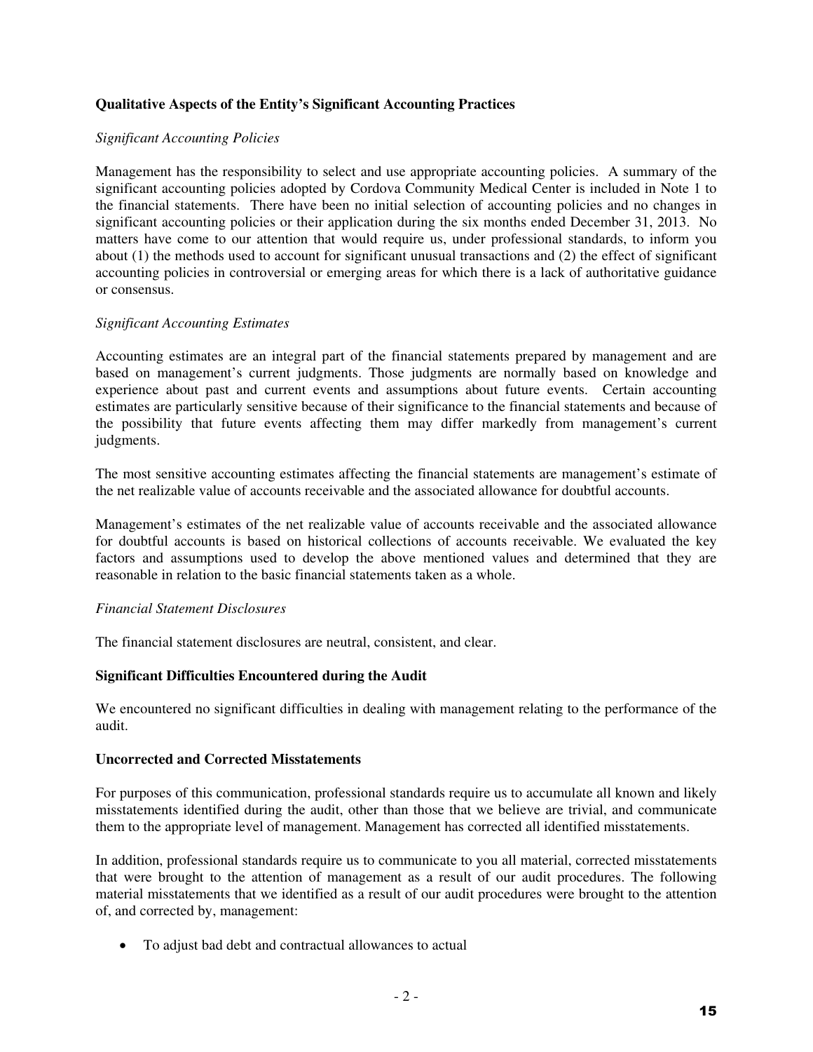**Qualitative Aspects of the Entity's Significant Accounting Practices**

*Significant Accounting Policies*

Management has the responsibility to select and use appropriate accounting policies. A summary of the significant accounting policies adopted by Cordova Community Medical Center is included in Note 1 to the financial statements. There have been no initial selection of accounting policies and no changes in significant accounting policies or their application during the six months ended December 31, 2013. No matters have come to our attention that would require us, under professional standards, to inform you about (1) the methods used to account for significant unusual transactions and (2) the effect of significant accounting policies in controversial or emerging areas for which there is a lack of authoritative guidance or consensus.

*Significant Accounting Estimates*

Accounting estimates are an integral part of the financial statements prepared by management and are based on management's current judgments. Those judgments are normally based on knowledge and experience about past and current events and assumptions about future events. Certain accounting estimates are particularly sensitive because of their significance to the financial statements and because of the possibility that future events affecting them may differ markedly from management's current judgments.

The most sensitive accounting estimates affecting the financial statements are management's estimate of the net realizable value of accounts receivable and the associated allowance for doubtful accounts.

Management's estimates of the net realizable value of accounts receivable and the associated allowance for doubtful accounts is based on historical collections of accounts receivable. We evaluated the key factors and assumptions used to develop the above mentioned values and determined that they are reasonable in relation to the basic financial statements taken as a whole.

*Financial Statement Disclosures*

The financial statement disclosures are neutral, consistent, and clear.

**Significant Difficulties Encountered during the Audit**

We encountered no significant difficulties in dealing with management relating to the performance of the audit.

**Uncorrected and Corrected Misstatements**

For purposes of this communication, professional standards require us to accumulate all known and likely misstatements identified during the audit, other than those that we believe are trivial, and communicate them to the appropriate level of management. Management has corrected all identified misstatements.

In addition, professional standards require us to communicate to you all material, corrected misstatements that were brought to the attention of management as a result of our audit procedures. The following material misstatements that we identified as a result of our audit procedures were brought to the attention of, and corrected by, management:

- To adjust bad debt and contractual allowances to actual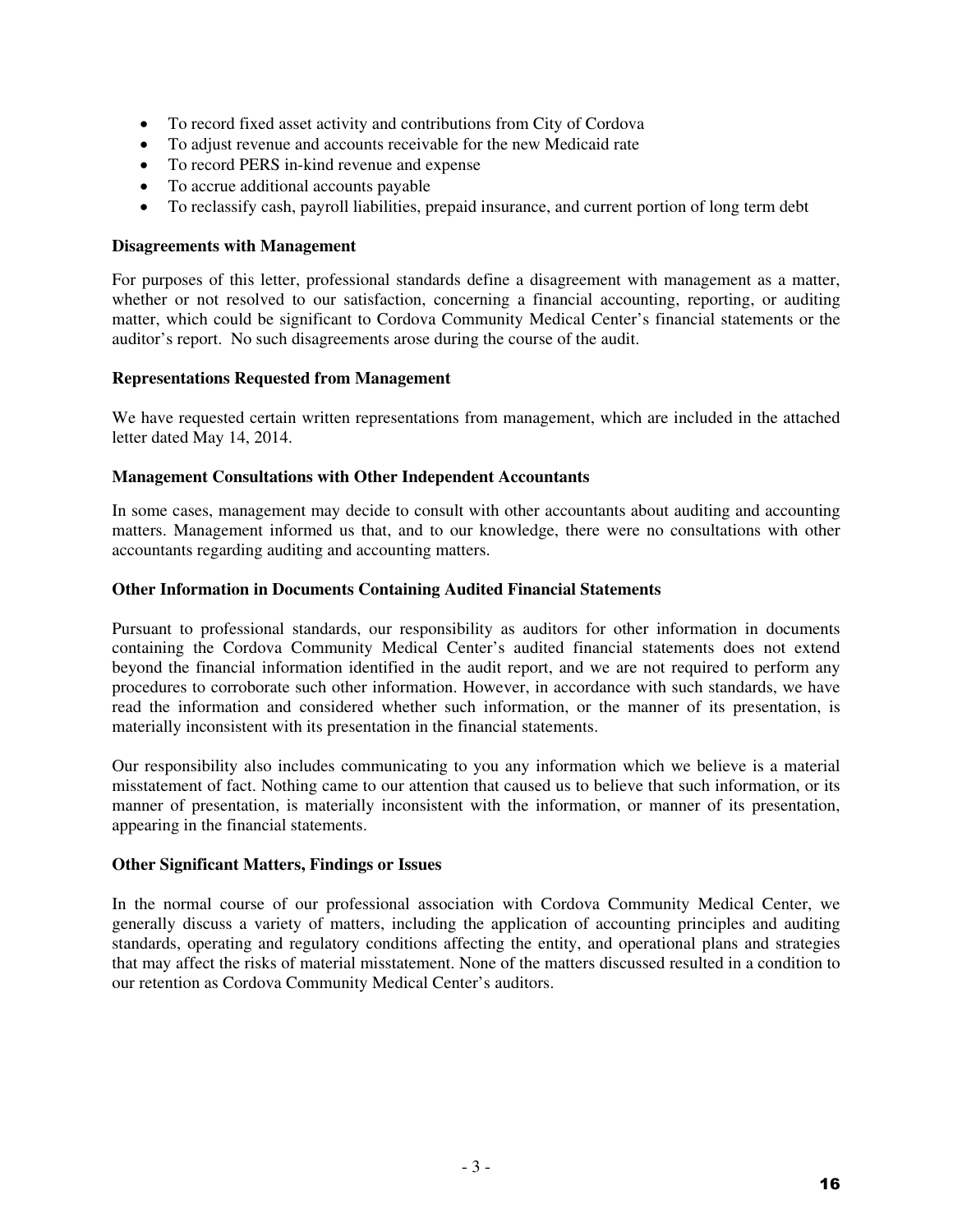- To record fixed asset activity and contributions from City of Cordova
- To adjust revenue and accounts receivable for the new Medicaid rate
- To record PERS in-kind revenue and expense
- To accrue additional accounts payable
- To reclassify cash, payroll liabilities, prepaid insurance, and current portion of long term debt

**Disagreements with Management**

For purposes of this letter, professional standards define a disagreement with management as a matter, whether or not resolved to our satisfaction, concerning a financial accounting, reporting, or auditing matter, which could be significant to Cordova Community Medical Center's financial statements or the auditor's report. No such disagreements arose during the course of the audit.

**Representations Requested from Management**

We have requested certain written representations from management, which are included in the attached letter dated May 14, 2014.

**Management Consultations with Other Independent Accountants**

In some cases, management may decide to consult with other accountants about auditing and accounting matters. Management informed us that, and to our knowledge, there were no consultations with other accountants regarding auditing and accounting matters.

**Other Information in Documents Containing Audited Financial Statements**

Pursuant to professional standards, our responsibility as auditors for other information in documents containing the Cordova Community Medical Center's audited financial statements does not extend beyond the financial information identified in the audit report, and we are not required to perform any procedures to corroborate such other information. However, in accordance with such standards, we have read the information and considered whether such information, or the manner of its presentation, is materially inconsistent with its presentation in the financial statements.

Our responsibility also includes communicating to you any information which we believe is a material misstatement of fact. Nothing came to our attention that caused us to believe that such information, or its manner of presentation, is materially inconsistent with the information, or manner of its presentation, appearing in the financial statements.

**Other Significant Matters, Findings or Issues**

In the normal course of our professional association with Cordova Community Medical Center, we generally discuss a variety of matters, including the application of accounting principles and auditing standards, operating and regulatory conditions affecting the entity, and operational plans and strategies that may affect the risks of material misstatement. None of the matters discussed resulted in a condition to our retention as Cordova Community Medical Center's auditors.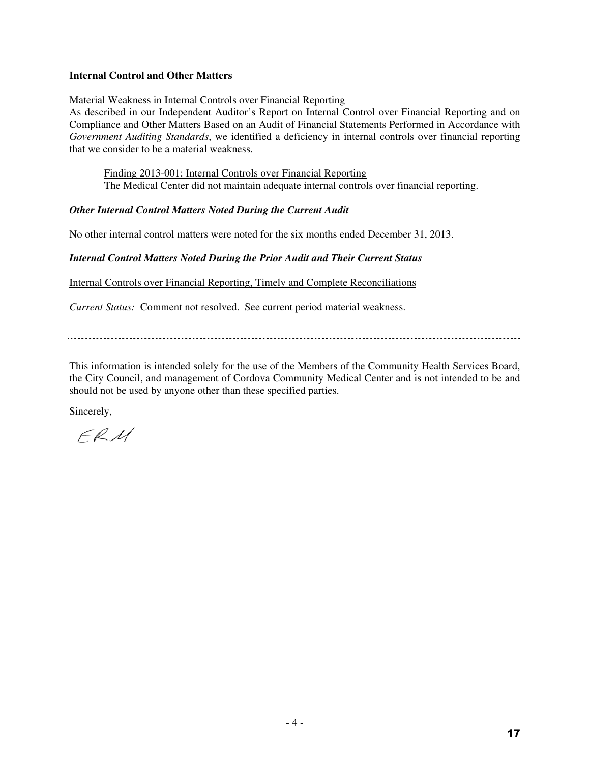**Internal Control and Other Matters**

Material Weakness in Internal Controls over Financial Reporting

As described in our Independent Auditor's Report on Internal Control over Financial Reporting and on Compliance and Other Matters Based on an Audit of Financial Statements Performed in Accordance with *Government Auditing Standards*, we identified a deficiency in internal controls over financial reporting that we consider to be a material weakness.

> Finding 2013-001: Internal Controls over Financial Reporting
> The Medical Center did not maintain adequate internal controls over financial reporting.

***Other Internal Control Matters Noted During the Current Audit***

No other internal control matters were noted for the six months ended December 31, 2013.

***Internal Control Matters Noted During the Prior Audit and Their Current Status***

Internal Controls over Financial Reporting, Timely and Complete Reconciliations

*Current Status:* Comment not resolved. See current period material weakness.

---

This information is intended solely for the use of the Members of the Community Health Services Board, the City Council, and management of Cordova Community Medical Center and is not intended to be and should not be used by anyone other than these specified parties.

Sincerely,

ERM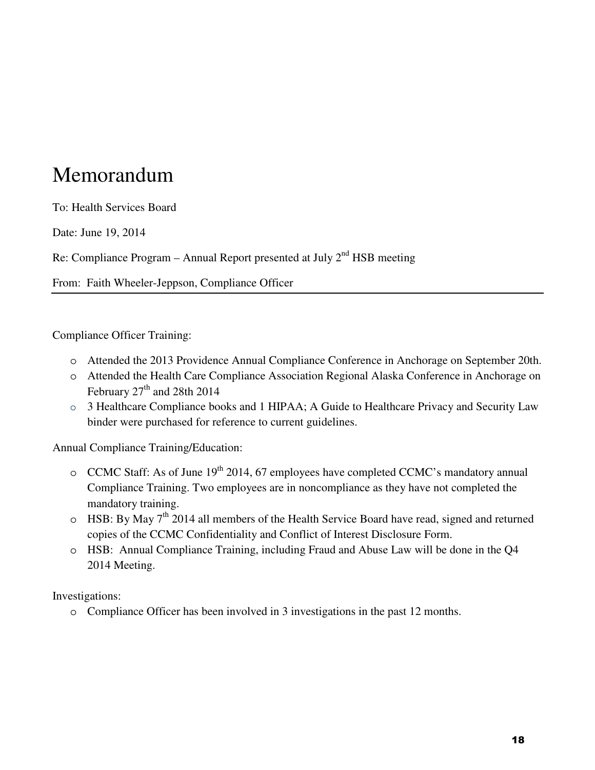# Memorandum

To: Health Services Board

Date: June 19, 2014

Re: Compliance Program – Annual Report presented at July 2nd HSB meeting

From: Faith Wheeler-Jeppson, Compliance Officer

---

Compliance Officer Training:

- Attended the 2013 Providence Annual Compliance Conference in Anchorage on September 20th.
- Attended the Health Care Compliance Association Regional Alaska Conference in Anchorage on February 27th and 28th 2014
- 3 Healthcare Compliance books and 1 HIPAA; A Guide to Healthcare Privacy and Security Law binder were purchased for reference to current guidelines.

Annual Compliance Training/Education:

- CCMC Staff: As of June 19th 2014, 67 employees have completed CCMC's mandatory annual Compliance Training. Two employees are in noncompliance as they have not completed the mandatory training.
- HSB: By May 7th 2014 all members of the Health Service Board have read, signed and returned copies of the CCMC Confidentiality and Conflict of Interest Disclosure Form.
- HSB: Annual Compliance Training, including Fraud and Abuse Law will be done in the Q4 2014 Meeting.

Investigations:

- Compliance Officer has been involved in 3 investigations in the past 12 months.